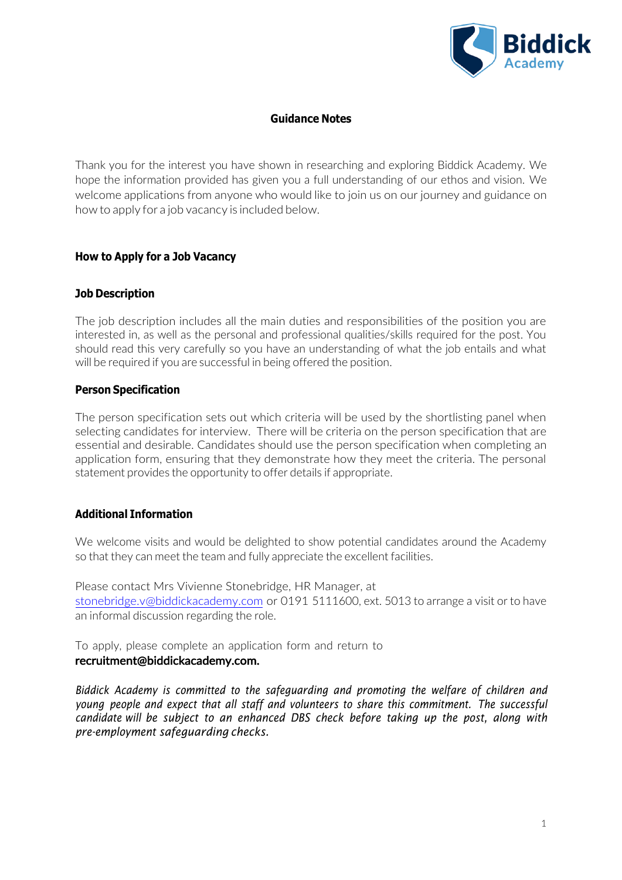# Guidance Notes

Thank you for the interest you have shown in researching and exploring Biddick Academy. We hope the information provided has given you a full understanding of our ethos and vision. We welcome applications from anyone who would like to join us on our journey and guidance on how to apply for a job vacancy is included below.

## How to Apply for a Job Vacancy

### Job Description

The job description includes all the main duties and responsibilities of the position you are interested in, as well as the personal and professional qualities/skills required for the post. You should read this very carefully so you have an understanding of what the job entails and what will be required if you are successful in being offered the position.

### Person Specification

The person specification sets out which criteria will be used by the shortlisting panel when selecting candidates for interview. There will be criteria on the person specification that are essential and desirable. Candidates should use the person specification when completing an application form, ensuring that they demonstrate how they meet the criteria. The personal statement provides the opportunity to offer details if appropriate.

### Additional Information

We welcome visits and would be delighted to show potential candidates around the Academy so that they can meet the team and fully appreciate the excellent facilities.

Please contact Mrs Vivienne Stonebridge, HR Manager, at stonebridge.v@biddickacademy.com or 0191 5111600, ext. 5013 to arrange a visit or to have an informal discussion regarding the role.

To apply, please complete an application form and return to **recruitment@biddickacademy.com.**

*Biddick Academy is committed to the safeguarding and promoting the welfare of children and young people and expect that all staff and volunteers to share this commitment. The successful candidate will be subject to an enhanced DBS check before taking up the post, along with pre-employment safeguarding checks.*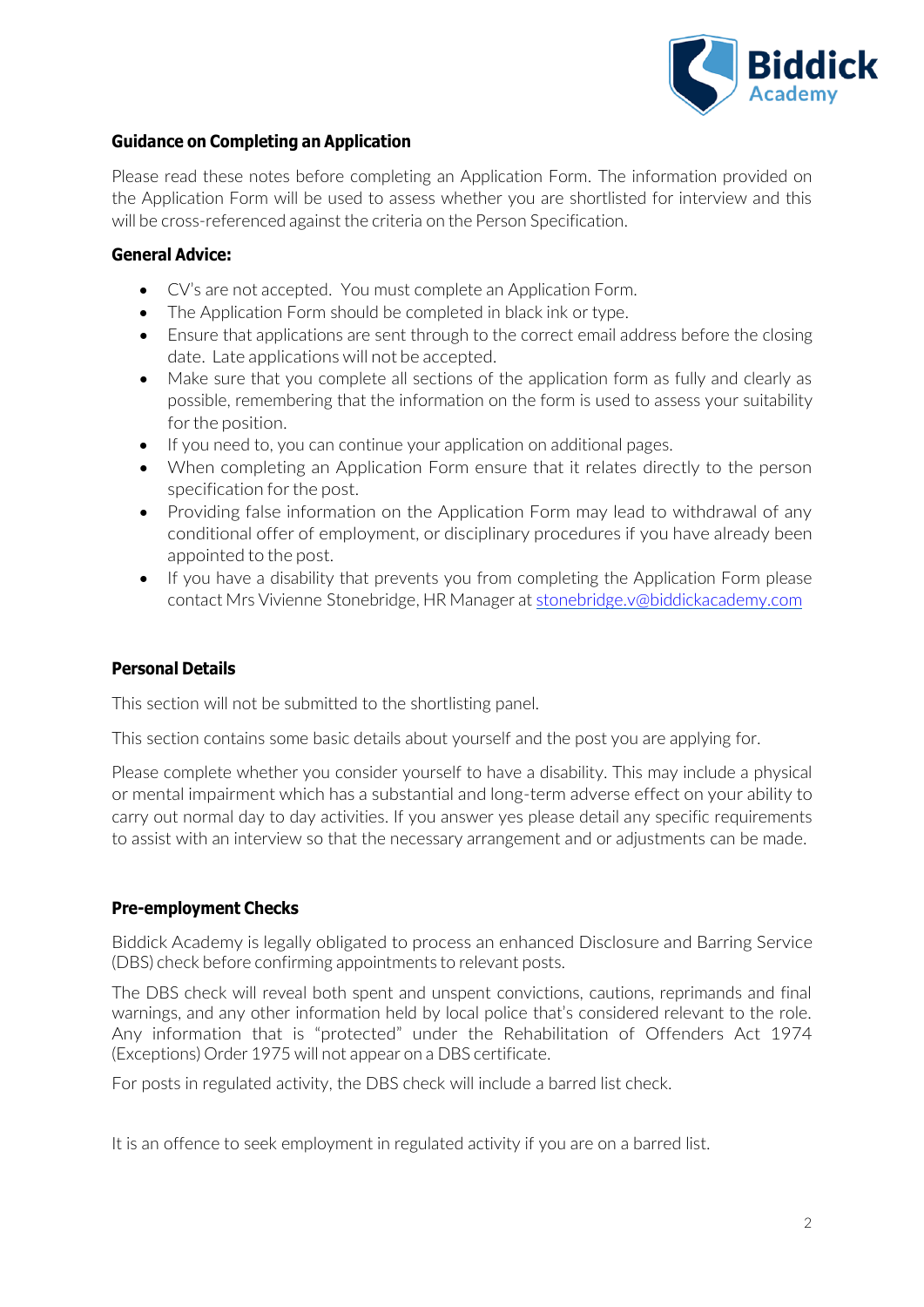## Guidance on Completing an Application

Please read these notes before completing an Application Form. The information provided on the Application Form will be used to assess whether you are shortlisted for interview and this will be cross-referenced against the criteria on the Person Specification.

### General Advice:

- CV's are not accepted. You must complete an Application Form.
- The Application Form should be completed in black ink or type.
- Ensure that applications are sent through to the correct email address before the closing date. Late applications will not be accepted.
- Make sure that you complete all sections of the application form as fully and clearly as possible, remembering that the information on the form is used to assess your suitability for the position.
- If you need to, you can continue your application on additional pages.
- When completing an Application Form ensure that it relates directly to the person specification for the post.
- Providing false information on the Application Form may lead to withdrawal of any conditional offer of employment, or disciplinary procedures if you have already been appointed to the post.
- If you have a disability that prevents you from completing the Application Form please contact Mrs Vivienne Stonebridge, HR Manager at stonebridge.v@biddickacademy.com

### Personal Details

This section will not be submitted to the shortlisting panel.

This section contains some basic details about yourself and the post you are applying for.

Please complete whether you consider yourself to have a disability. This may include a physical or mental impairment which has a substantial and long-term adverse effect on your ability to carry out normal day to day activities. If you answer yes please detail any specific requirements to assist with an interview so that the necessary arrangement and or adjustments can be made.

### Pre-employment Checks

Biddick Academy is legally obligated to process an enhanced Disclosure and Barring Service (DBS) check before confirming appointments to relevant posts.

The DBS check will reveal both spent and unspent convictions, cautions, reprimands and final warnings, and any other information held by local police that's considered relevant to the role. Any information that is "protected" under the Rehabilitation of Offenders Act 1974 (Exceptions) Order 1975 will not appear on a DBS certificate.

For posts in regulated activity, the DBS check will include a barred list check.

It is an offence to seek employment in regulated activity if you are on a barred list.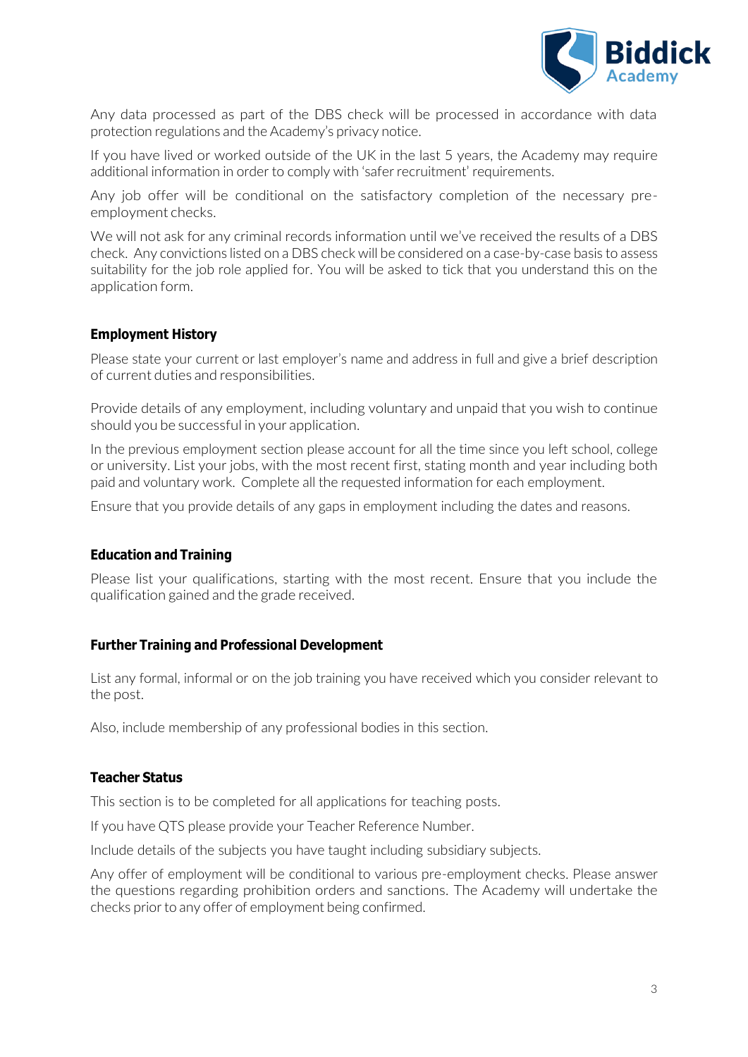Any data processed as part of the DBS check will be processed in accordance with data protection regulations and the Academy's privacy notice.

If you have lived or worked outside of the UK in the last 5 years, the Academy may require additional information in order to comply with 'safer recruitment' requirements.

Any job offer will be conditional on the satisfactory completion of the necessary pre-employment checks.

We will not ask for any criminal records information until we've received the results of a DBS check. Any convictions listed on a DBS check will be considered on a case-by-case basis to assess suitability for the job role applied for. You will be asked to tick that you understand this on the application form.

## Employment History

Please state your current or last employer's name and address in full and give a brief description of current duties and responsibilities.

Provide details of any employment, including voluntary and unpaid that you wish to continue should you be successful in your application.

In the previous employment section please account for all the time since you left school, college or university. List your jobs, with the most recent first, stating month and year including both paid and voluntary work. Complete all the requested information for each employment.

Ensure that you provide details of any gaps in employment including the dates and reasons.

## Education and Training

Please list your qualifications, starting with the most recent. Ensure that you include the qualification gained and the grade received.

## Further Training and Professional Development

List any formal, informal or on the job training you have received which you consider relevant to the post.

Also, include membership of any professional bodies in this section.

## Teacher Status

This section is to be completed for all applications for teaching posts.

If you have QTS please provide your Teacher Reference Number.

Include details of the subjects you have taught including subsidiary subjects.

Any offer of employment will be conditional to various pre-employment checks. Please answer the questions regarding prohibition orders and sanctions. The Academy will undertake the checks prior to any offer of employment being confirmed.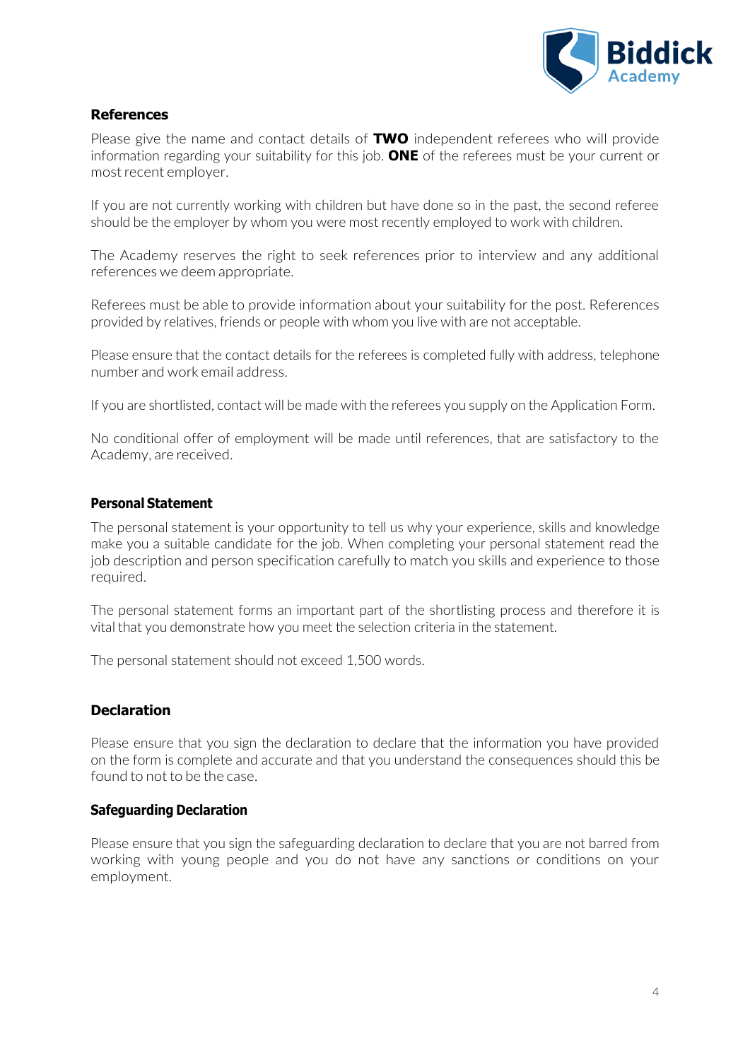## References

Please give the name and contact details of **TWO** independent referees who will provide information regarding your suitability for this job. **ONE** of the referees must be your current or most recent employer.

If you are not currently working with children but have done so in the past, the second referee should be the employer by whom you were most recently employed to work with children.

The Academy reserves the right to seek references prior to interview and any additional references we deem appropriate.

Referees must be able to provide information about your suitability for the post. References provided by relatives, friends or people with whom you live with are not acceptable.

Please ensure that the contact details for the referees is completed fully with address, telephone number and work email address.

If you are shortlisted, contact will be made with the referees you supply on the Application Form.

No conditional offer of employment will be made until references, that are satisfactory to the Academy, are received.

### Personal Statement

The personal statement is your opportunity to tell us why your experience, skills and knowledge make you a suitable candidate for the job. When completing your personal statement read the job description and person specification carefully to match you skills and experience to those required.

The personal statement forms an important part of the shortlisting process and therefore it is vital that you demonstrate how you meet the selection criteria in the statement.

The personal statement should not exceed 1,500 words.

## Declaration

Please ensure that you sign the declaration to declare that the information you have provided on the form is complete and accurate and that you understand the consequences should this be found to not to be the case.

### Safeguarding Declaration

Please ensure that you sign the safeguarding declaration to declare that you are not barred from working with young people and you do not have any sanctions or conditions on your employment.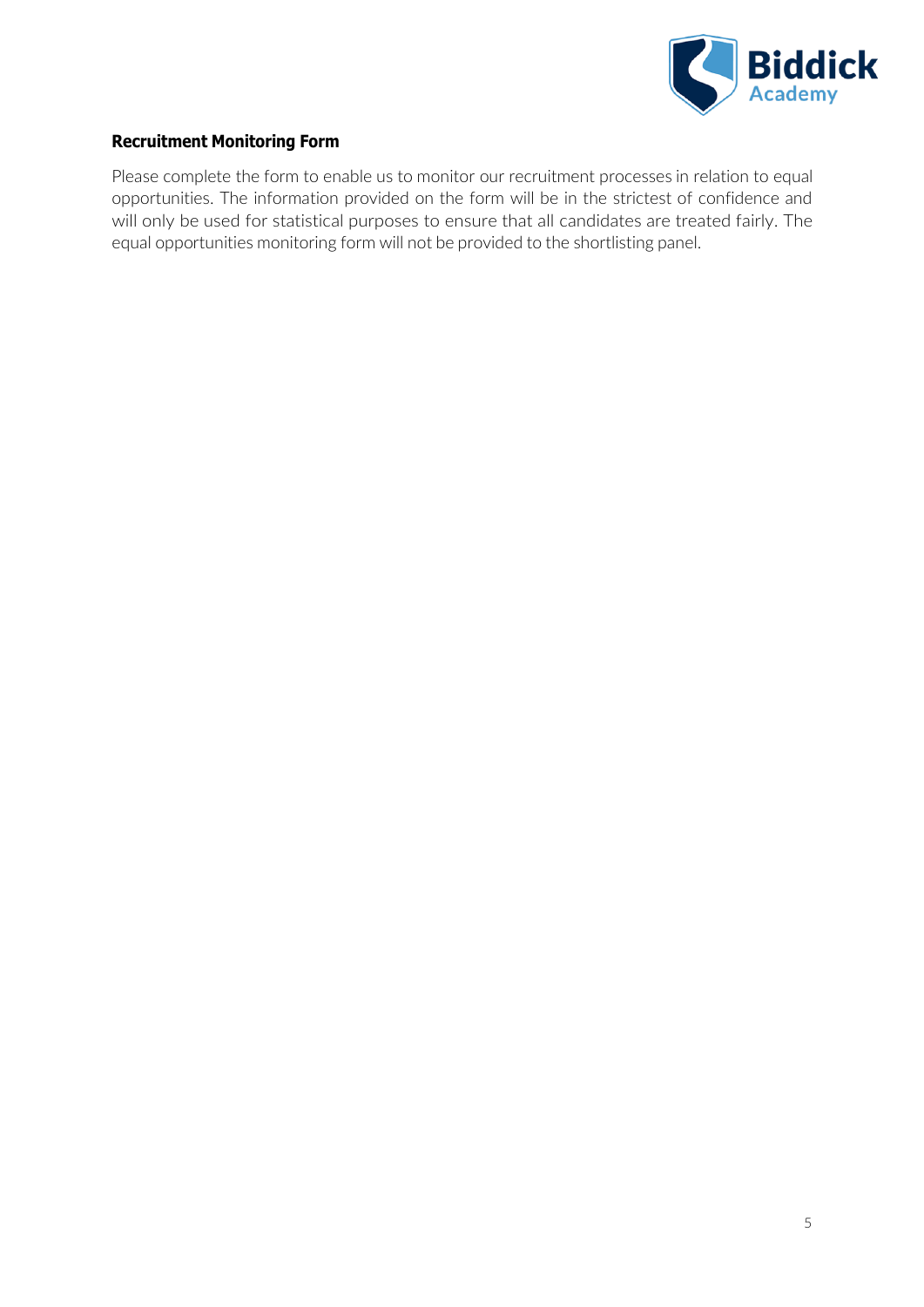**Recruitment Monitoring Form**

Please complete the form to enable us to monitor our recruitment processes in relation to equal opportunities. The information provided on the form will be in the strictest of confidence and will only be used for statistical purposes to ensure that all candidates are treated fairly. The equal opportunities monitoring form will not be provided to the shortlisting panel.